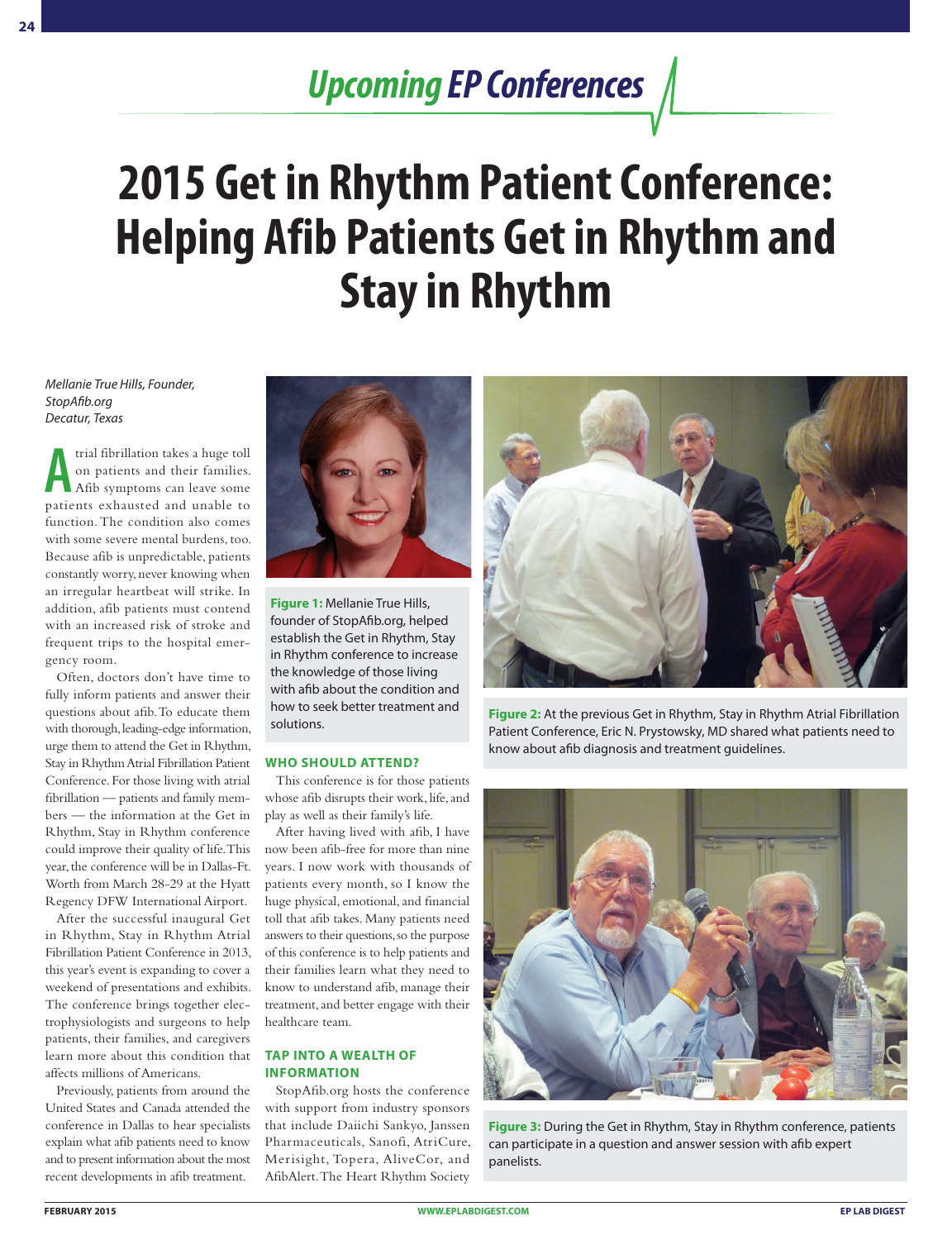## Upcoming EP Conferences

# 2015 Get in Rhythm Patient Conference: Helping Afib Patients Get in Rhythm and Stay in Rhythm

*Mellanie True Hills, Founder, StopAfib.org*
*Decatur, Texas*

Atrial fibrillation takes a huge toll on patients and their families. Afib symptoms can leave some patients exhausted and unable to function. The condition also comes with some severe mental burdens, too. Because afib is unpredictable, patients constantly worry, never knowing when an irregular heartbeat will strike. In addition, afib patients must contend with an increased risk of stroke and frequent trips to the hospital emergency room.

Often, doctors don't have time to fully inform patients and answer their questions about afib. To educate them with thorough, leading-edge information, urge them to attend the Get in Rhythm, Stay in Rhythm Atrial Fibrillation Patient Conference. For those living with atrial fibrillation — patients and family members — the information at the Get in Rhythm, Stay in Rhythm conference could improve their quality of life. This year, the conference will be in Dallas-Ft. Worth from March 28-29 at the Hyatt Regency DFW International Airport.

After the successful inaugural Get in Rhythm, Stay in Rhythm Atrial Fibrillation Patient Conference in 2013, this year's event is expanding to cover a weekend of presentations and exhibits. The conference brings together electrophysiologists and surgeons to help patients, their families, and caregivers learn more about this condition that affects millions of Americans.

Previously, patients from around the United States and Canada attended the conference in Dallas to hear specialists explain what afib patients need to know and to present information about the most recent developments in afib treatment.

**Figure 1:** Mellanie True Hills, founder of StopAfib.org, helped establish the Get in Rhythm, Stay in Rhythm conference to increase the knowledge of those living with afib about the condition and how to seek better treatment and solutions.

### WHO SHOULD ATTEND?

This conference is for those patients whose afib disrupts their work, life, and play as well as their family's life.

After having lived with afib, I have now been afib-free for more than nine years. I now work with thousands of patients every month, so I know the huge physical, emotional, and financial toll that afib takes. Many patients need answers to their questions, so the purpose of this conference is to help patients and their families learn what they need to know to understand afib, manage their treatment, and better engage with their healthcare team.

### TAP INTO A WEALTH OF INFORMATION

StopAfib.org hosts the conference with support from industry sponsors that include Daiichi Sankyo, Janssen Pharmaceuticals, Sanofi, AtriCure, Merisight, Topera, AliveCor, and AfibAlert. The Heart Rhythm Society

**Figure 2:** At the previous Get in Rhythm, Stay in Rhythm Atrial Fibrillation Patient Conference, Eric N. Prystowsky, MD shared what patients need to know about afib diagnosis and treatment guidelines.

**Figure 3:** During the Get in Rhythm, Stay in Rhythm conference, patients can participate in a question and answer session with afib expert panelists.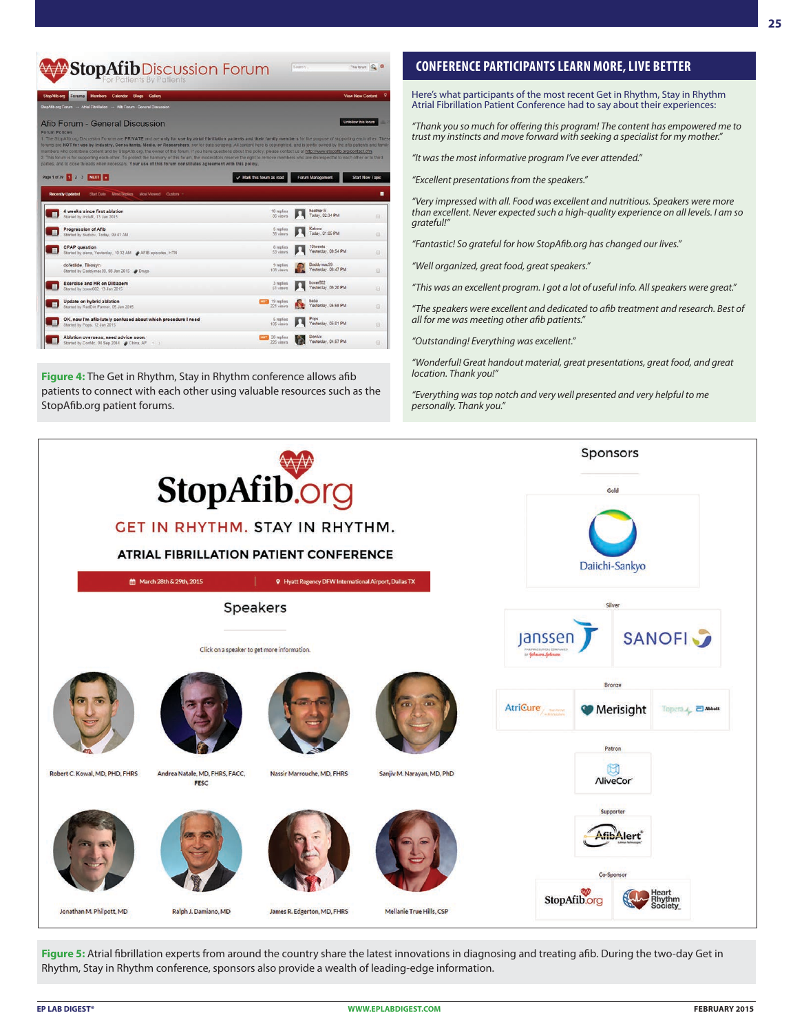## CONFERENCE PARTICIPANTS LEARN MORE, LIVE BETTER

Here's what participants of the most recent Get in Rhythm, Stay in Rhythm Atrial Fibrillation Patient Conference had to say about their experiences:

*"Thank you so much for offering this program! The content has empowered me to trust my instincts and move forward with seeking a specialist for my mother."*

*"It was the most informative program I've ever attended."*

*"Excellent presentations from the speakers."*

*"Very impressed with all. Food was excellent and nutritious. Speakers were more than excellent. Never expected such a high-quality experience on all levels. I am so grateful!"*

*"Fantastic! So grateful for how StopAfib.org has changed our lives."*

*"Well organized, great food, great speakers."*

*"This was an excellent program. I got a lot of useful info. All speakers were great."*

*"The speakers were excellent and dedicated to afib treatment and research. Best of all for me was meeting other afib patients."*

*"Outstanding! Everything was excellent."*

*"Wonderful! Great handout material, great presentations, great food, and great location. Thank you!"*

*"Everything was top notch and very well presented and very helpful to me personally. Thank you."*

**Figure 4:** The Get in Rhythm, Stay in Rhythm conference allows afib patients to connect with each other using valuable resources such as the StopAfib.org patient forums.

**Figure 5:** Atrial fibrillation experts from around the country share the latest innovations in diagnosing and treating afib. During the two-day Get in Rhythm, Stay in Rhythm conference, sponsors also provide a wealth of leading-edge information.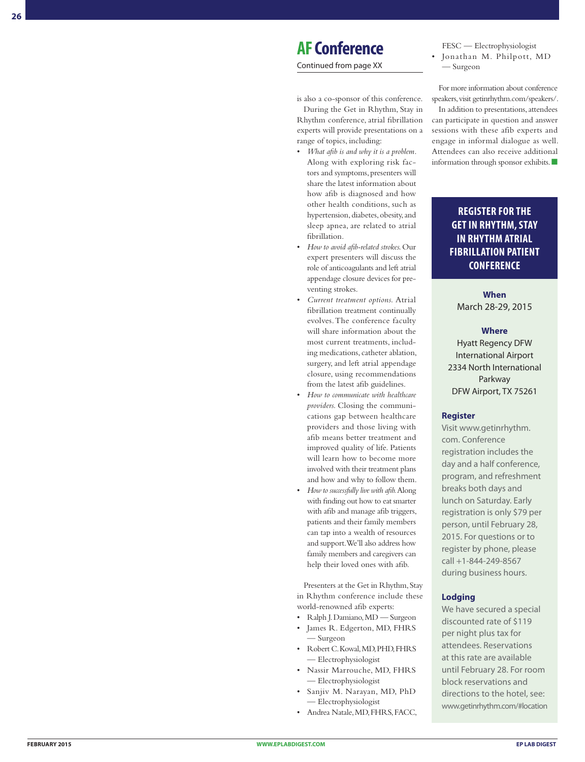# AF Conference

Continued from page XX

is also a co-sponsor of this conference.

During the Get in Rhythm, Stay in Rhythm conference, atrial fibrillation experts will provide presentations on a range of topics, including:

- *What afib is and why it is a problem.* Along with exploring risk factors and symptoms, presenters will share the latest information about how afib is diagnosed and how other health conditions, such as hypertension, diabetes, obesity, and sleep apnea, are related to atrial fibrillation.
- *How to avoid afib-related strokes.* Our expert presenters will discuss the role of anticoagulants and left atrial appendage closure devices for preventing strokes.
- *Current treatment options.* Atrial fibrillation treatment continually evolves. The conference faculty will share information about the most current treatments, including medications, catheter ablation, surgery, and left atrial appendage closure, using recommendations from the latest afib guidelines.
- *How to communicate with healthcare providers.* Closing the communications gap between healthcare providers and those living with afib means better treatment and improved quality of life. Patients will learn how to become more involved with their treatment plans and how and why to follow them.
- *How to successfully live with afib.* Along with finding out how to eat smarter with afib and manage afib triggers, patients and their family members can tap into a wealth of resources and support. We'll also address how family members and caregivers can help their loved ones with afib.

Presenters at the Get in Rhythm, Stay in Rhythm conference include these world-renowned afib experts:

- Ralph J. Damiano, MD — Surgeon
- James R. Edgerton, MD, FHRS — Surgeon
- Robert C. Kowal, MD, PHD, FHRS — Electrophysiologist
- Nassir Marrouche, MD, FHRS — Electrophysiologist
- Sanjiv M. Narayan, MD, PhD — Electrophysiologist
- Andrea Natale, MD, FHRS, FACC, FESC — Electrophysiologist
- Jonathan M. Philpott, MD — Surgeon

For more information about conference speakers, visit getinrhythm.com/speakers/.

In addition to presentations, attendees can participate in question and answer sessions with these afib experts and engage in informal dialogue as well. Attendees can also receive additional information through sponsor exhibits.

## REGISTER FOR THE GET IN RHYTHM, STAY IN RHYTHM ATRIAL FIBRILLATION PATIENT CONFERENCE

**When**

March 28-29, 2015

**Where**

Hyatt Regency DFW International Airport
2334 North International Parkway
DFW Airport, TX 75261

**Register**

Visit www.getinrhythm.com. Conference registration includes the day and a half conference, program, and refreshment breaks both days and lunch on Saturday. Early registration is only $79 per person, until February 28, 2015. For questions or to register by phone, please call +1-844-249-8567 during business hours.

**Lodging**

We have secured a special discounted rate of $119 per night plus tax for attendees. Reservations at this rate are available until February 28. For room block reservations and directions to the hotel, see: www.getinrhythm.com/#location